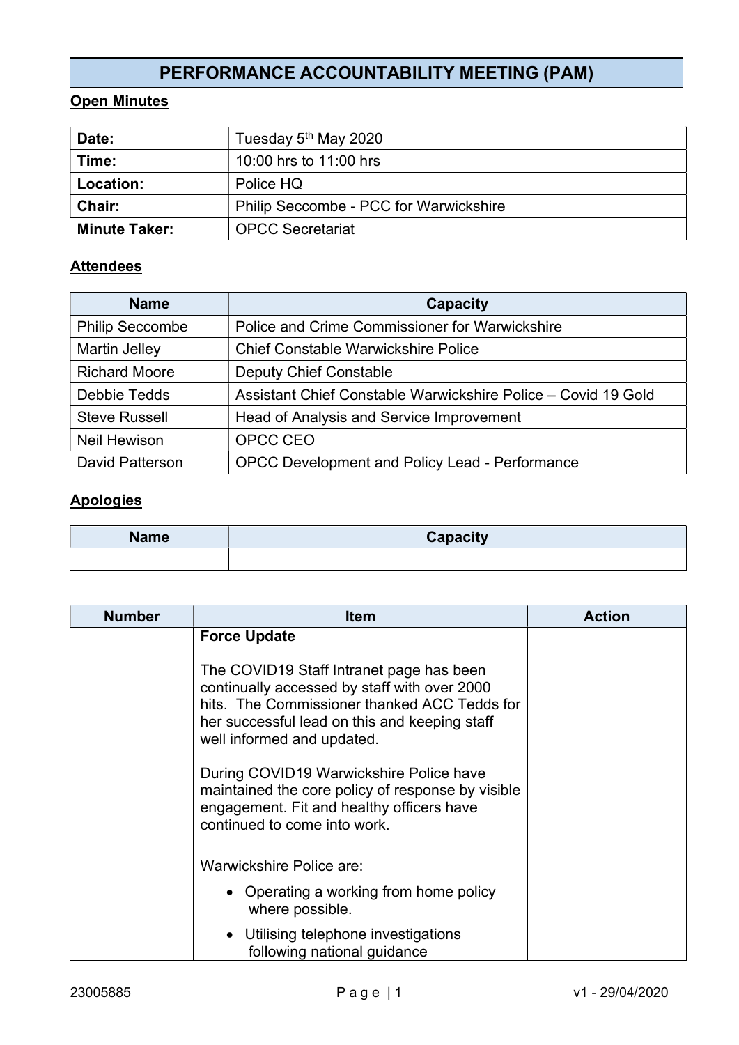# PERFORMANCE ACCOUNTABILITY MEETING (PAM)

## Open Minutes

| | |
|---|---|
| **Date:** | Tuesday 5th May 2020 |
| **Time:** | 10:00 hrs to 11:00 hrs |
| **Location:** | Police HQ |
| **Chair:** | Philip Seccombe - PCC for Warwickshire |
| **Minute Taker:** | OPCC Secretariat |

## Attendees

| Name | Capacity |
|---|---|
| Philip Seccombe | Police and Crime Commissioner for Warwickshire |
| Martin Jelley | Chief Constable Warwickshire Police |
| Richard Moore | Deputy Chief Constable |
| Debbie Tedds | Assistant Chief Constable Warwickshire Police – Covid 19 Gold |
| Steve Russell | Head of Analysis and Service Improvement |
| Neil Hewison | OPCC CEO |
| David Patterson | OPCC Development and Policy Lead - Performance |

## Apologies

| Name | Capacity |
|---|---|
| | |

| Number | Item | Action |
|---|---|---|
| | **Force Update**<br><br>The COVID19 Staff Intranet page has been continually accessed by staff with over 2000 hits. The Commissioner thanked ACC Tedds for her successful lead on this and keeping staff well informed and updated.<br><br>During COVID19 Warwickshire Police have maintained the core policy of response by visible engagement. Fit and healthy officers have continued to come into work.<br><br>Warwickshire Police are:<br><br>• Operating a working from home policy where possible.<br>• Utilising telephone investigations following national guidance | |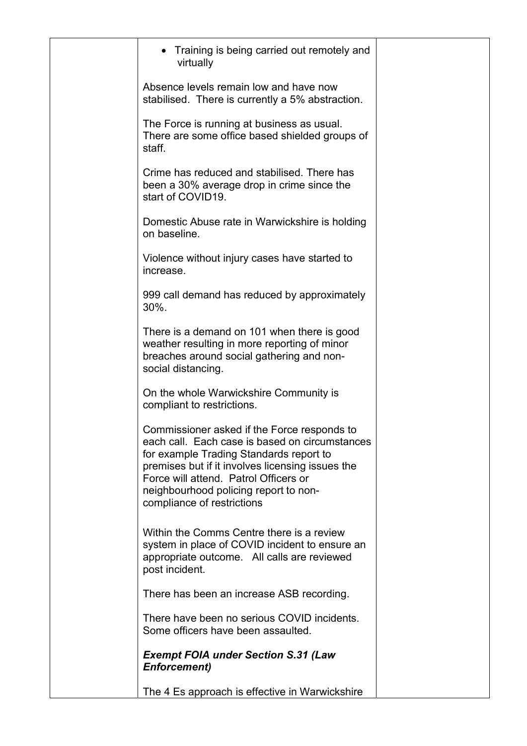| | | |
|---|---|---|
| | • Training is being carried out remotely and virtually<br><br>Absence levels remain low and have now stabilised. There is currently a 5% abstraction.<br><br>The Force is running at business as usual. There are some office based shielded groups of staff.<br><br>Crime has reduced and stabilised. There has been a 30% average drop in crime since the start of COVID19.<br><br>Domestic Abuse rate in Warwickshire is holding on baseline.<br><br>Violence without injury cases have started to increase.<br><br>999 call demand has reduced by approximately 30%.<br><br>There is a demand on 101 when there is good weather resulting in more reporting of minor breaches around social gathering and non-social distancing.<br><br>On the whole Warwickshire Community is compliant to restrictions.<br><br>Commissioner asked if the Force responds to each call. Each case is based on circumstances for example Trading Standards report to premises but if it involves licensing issues the Force will attend. Patrol Officers or neighbourhood policing report to non-compliance of restrictions<br><br>Within the Comms Centre there is a review system in place of COVID incident to ensure an appropriate outcome. All calls are reviewed post incident.<br><br>There has been an increase ASB recording.<br><br>There have been no serious COVID incidents. Some officers have been assaulted.<br><br>***Exempt FOIA under Section S.31 (Law Enforcement)***<br><br>The 4 Es approach is effective in Warwickshire | |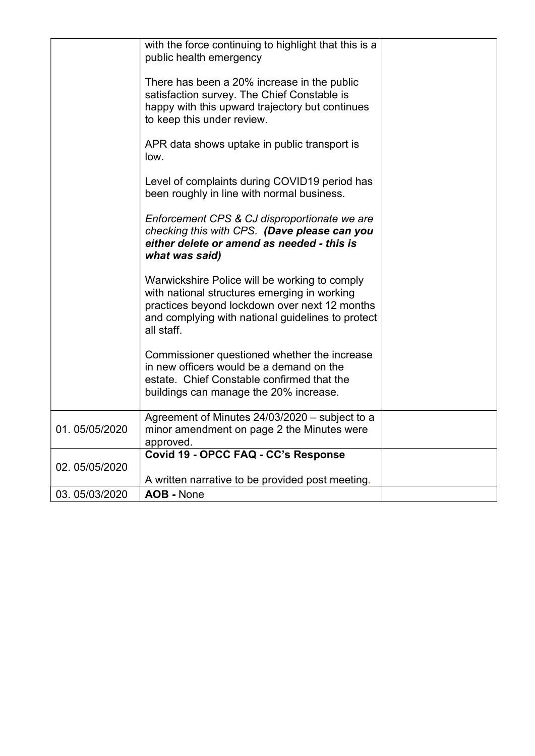| | | |
|---|---|---|
| | with the force continuing to highlight that this is a public health emergency<br><br>There has been a 20% increase in the public satisfaction survey. The Chief Constable is happy with this upward trajectory but continues to keep this under review.<br><br>APR data shows uptake in public transport is low.<br><br>Level of complaints during COVID19 period has been roughly in line with normal business.<br><br>*Enforcement CPS & CJ disproportionate we are checking this with CPS.* ***(Dave please can you either delete or amend as needed - this is what was said)***<br><br>Warwickshire Police will be working to comply with national structures emerging in working practices beyond lockdown over next 12 months and complying with national guidelines to protect all staff.<br><br>Commissioner questioned whether the increase in new officers would be a demand on the estate. Chief Constable confirmed that the buildings can manage the 20% increase. | |
| 01. 05/05/2020 | Agreement of Minutes 24/03/2020 – subject to a minor amendment on page 2 the Minutes were approved. | |
| 02. 05/05/2020 | **Covid 19 - OPCC FAQ - CC's Response**<br><br>A written narrative to be provided post meeting. | |
| 03. 05/03/2020 | **AOB -** None | |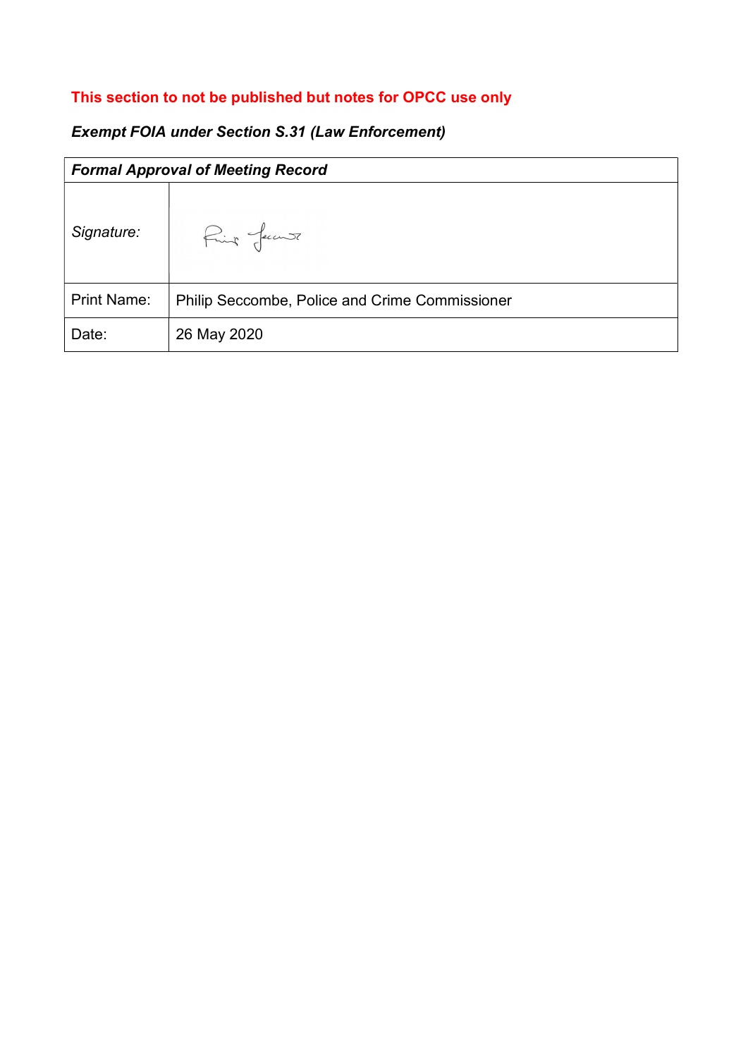**This section to not be published but notes for OPCC use only**

***Exempt FOIA under Section S.31 (Law Enforcement)***

| ***Formal Approval of Meeting Record*** | |
|---|---|
| *Signature:* | |
| Print Name: | Philip Seccombe, Police and Crime Commissioner |
| Date: | 26 May 2020 |